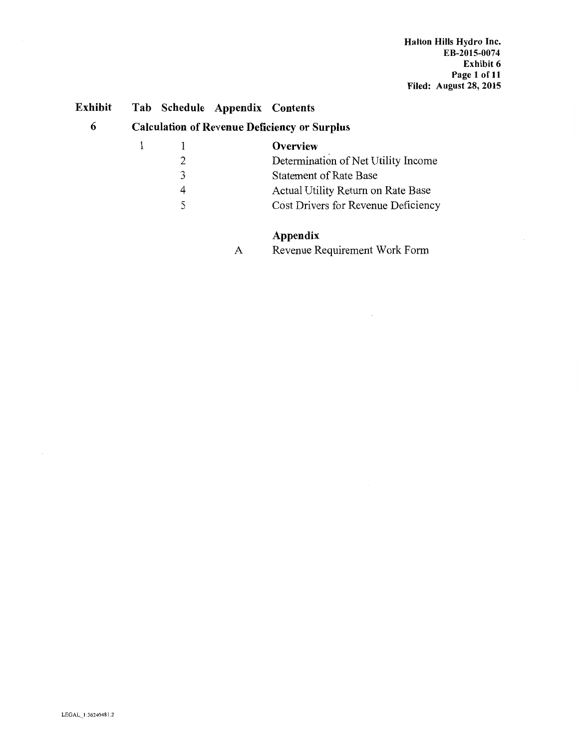| Exhibit | Tab | Schedule | Appendix | Contents |
|---|---|---|---|---|
| **6** | **Calculation of Revenue Deficiency or Surplus** | | | |
| | 1 | 1 | | **Overview** |
| | | 2 | | Determination of Net Utility Income |
| | | 3 | | Statement of Rate Base |
| | | 4 | | Actual Utility Return on Rate Base |
| | | 5 | | Cost Drivers for Revenue Deficiency |
| | | | | **Appendix** |
| | | | A | Revenue Requirement Work Form |

LEGAL_1:36240481.2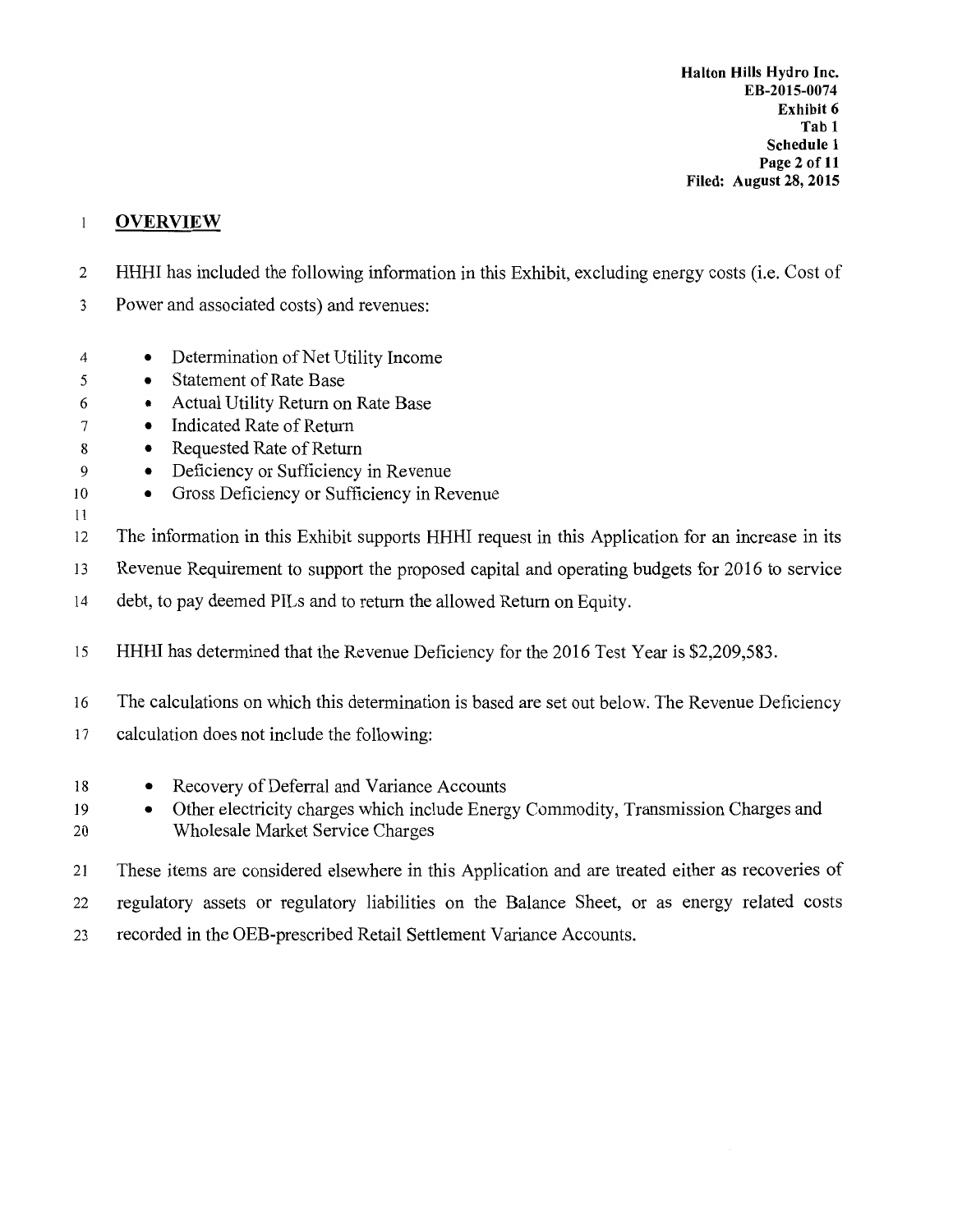## OVERVIEW

HHHI has included the following information in this Exhibit, excluding energy costs (i.e. Cost of Power and associated costs) and revenues:

- Determination of Net Utility Income
- Statement of Rate Base
- Actual Utility Return on Rate Base
- Indicated Rate of Return
- Requested Rate of Return
- Deficiency or Sufficiency in Revenue
- Gross Deficiency or Sufficiency in Revenue

The information in this Exhibit supports HHHI request in this Application for an increase in its Revenue Requirement to support the proposed capital and operating budgets for 2016 to service debt, to pay deemed PILs and to return the allowed Return on Equity.

HHHI has determined that the Revenue Deficiency for the 2016 Test Year is $2,209,583.

The calculations on which this determination is based are set out below. The Revenue Deficiency calculation does not include the following:

- Recovery of Deferral and Variance Accounts
- Other electricity charges which include Energy Commodity, Transmission Charges and Wholesale Market Service Charges

These items are considered elsewhere in this Application and are treated either as recoveries of regulatory assets or regulatory liabilities on the Balance Sheet, or as energy related costs recorded in the OEB-prescribed Retail Settlement Variance Accounts.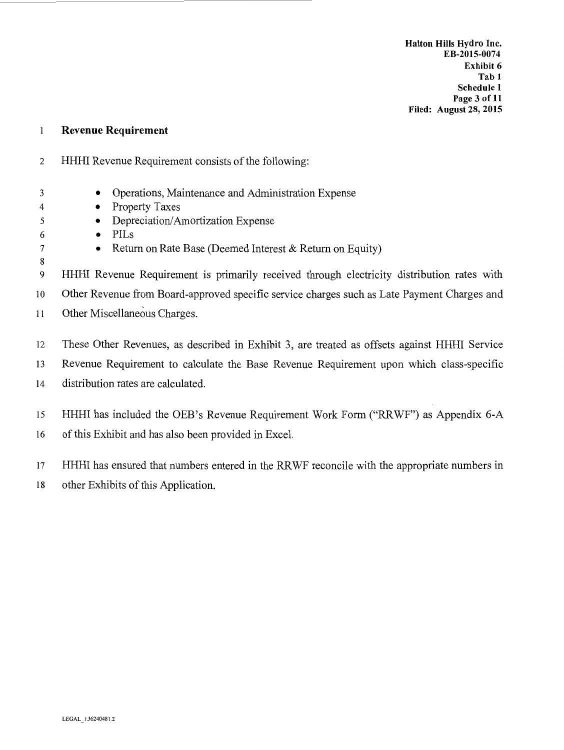## Revenue Requirement

HHHI Revenue Requirement consists of the following:

- Operations, Maintenance and Administration Expense
- Property Taxes
- Depreciation/Amortization Expense
- PILs
- Return on Rate Base (Deemed Interest & Return on Equity)

HHHI Revenue Requirement is primarily received through electricity distribution rates with Other Revenue from Board-approved specific service charges such as Late Payment Charges and Other Miscellaneous Charges.

These Other Revenues, as described in Exhibit 3, are treated as offsets against HHHI Service Revenue Requirement to calculate the Base Revenue Requirement upon which class-specific distribution rates are calculated.

HHHI has included the OEB's Revenue Requirement Work Form ("RRWF") as Appendix 6-A of this Exhibit and has also been provided in Excel.

HHHI has ensured that numbers entered in the RRWF reconcile with the appropriate numbers in other Exhibits of this Application.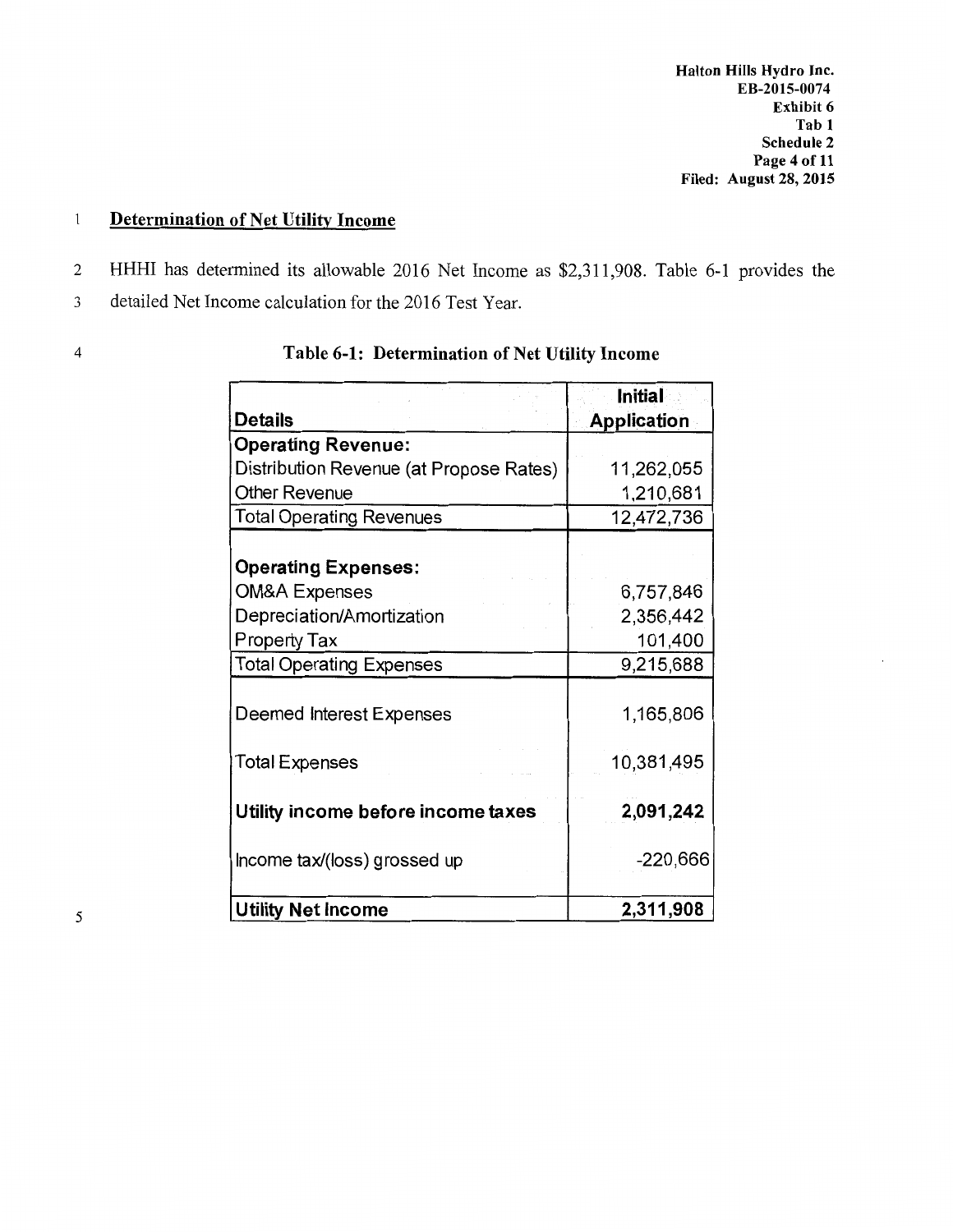## Determination of Net Utility Income

HHHI has determined its allowable 2016 Net Income as $2,311,908. Table 6-1 provides the detailed Net Income calculation for the 2016 Test Year.

**Table 6-1: Determination of Net Utility Income**

| Details | Initial Application |
|---|---|
| **Operating Revenue:** | |
| Distribution Revenue (at Propose Rates) | 11,262,055 |
| Other Revenue | 1,210,681 |
| Total Operating Revenues | 12,472,736 |
| | |
| **Operating Expenses:** | |
| OM&A Expenses | 6,757,846 |
| Depreciation/Amortization | 2,356,442 |
| Property Tax | 101,400 |
| Total Operating Expenses | 9,215,688 |
| | |
| Deemed Interest Expenses | 1,165,806 |
| | |
| Total Expenses | 10,381,495 |
| | |
| **Utility income before income taxes** | **2,091,242** |
| | |
| Income tax/(loss) grossed up | -220,666 |
| | |
| **Utility Net Income** | **2,311,908** |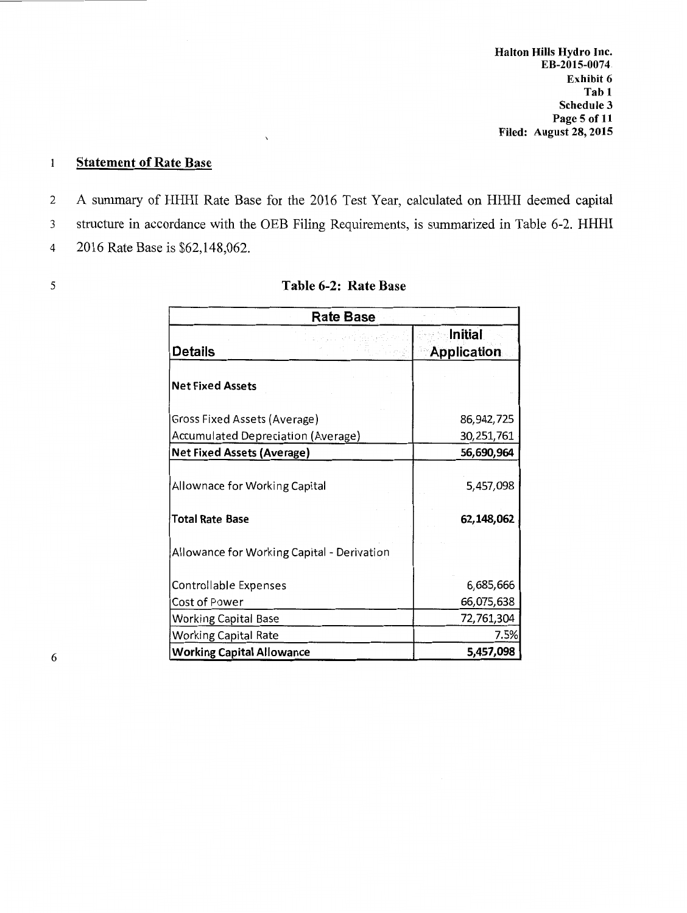## Statement of Rate Base

A summary of HHHI Rate Base for the 2016 Test Year, calculated on HHHI deemed capital structure in accordance with the OEB Filing Requirements, is summarized in Table 6-2. HHHI 2016 Rate Base is $62,148,062.

**Table 6-2: Rate Base**

| Rate Base | |
|---|---|
| **Details** | **Initial Application** |
| **Net Fixed Assets** | |
| Gross Fixed Assets (Average) | 86,942,725 |
| Accumulated Depreciation (Average) | 30,251,761 |
| **Net Fixed Assets (Average)** | **56,690,964** |
| Allownace for Working Capital | 5,457,098 |
| **Total Rate Base** | **62,148,062** |
| Allowance for Working Capital - Derivation | |
| Controllable Expenses | 6,685,666 |
| Cost of Power | 66,075,638 |
| Working Capital Base | 72,761,304 |
| Working Capital Rate | 7.5% |
| **Working Capital Allowance** | **5,457,098** |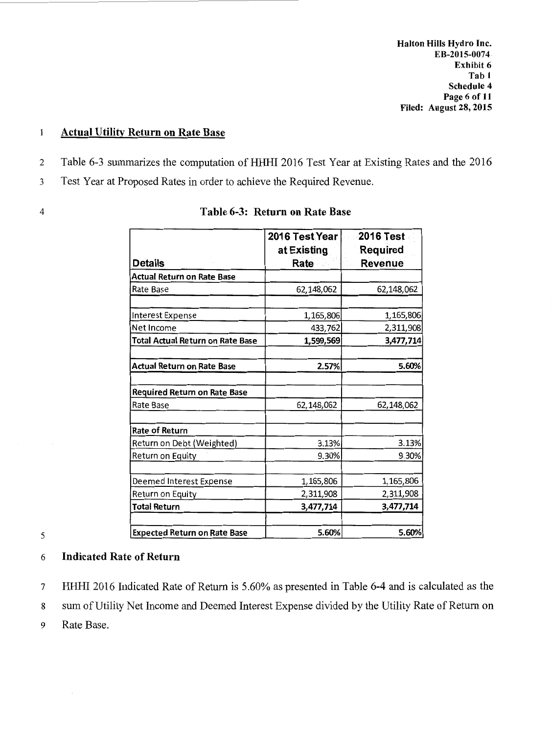## Actual Utility Return on Rate Base

Table 6-3 summarizes the computation of HHHI 2016 Test Year at Existing Rates and the 2016 Test Year at Proposed Rates in order to achieve the Required Revenue.

**Table 6-3: Return on Rate Base**

| Details | 2016 Test Year at Existing Rate | 2016 Test Required Revenue |
|---|---|---|
| **Actual Return on Rate Base** | | |
| Rate Base | 62,148,062 | 62,148,062 |
| | | |
| Interest Expense | 1,165,806 | 1,165,806 |
| Net Income | 433,762 | 2,311,908 |
| **Total Actual Return on Rate Base** | **1,599,569** | **3,477,714** |
| | | |
| **Actual Return on Rate Base** | **2.57%** | **5.60%** |
| | | |
| **Required Return on Rate Base** | | |
| Rate Base | 62,148,062 | 62,148,062 |
| | | |
| **Rate of Return** | | |
| Return on Debt (Weighted) | 3.13% | 3.13% |
| Return on Equity | 9.30% | 9.30% |
| | | |
| Deemed Interest Expense | 1,165,806 | 1,165,806 |
| Return on Equity | 2,311,908 | 2,311,908 |
| **Total Return** | **3,477,714** | **3,477,714** |
| | | |
| **Expected Return on Rate Base** | **5.60%** | **5.60%** |

## Indicated Rate of Return

HHHI 2016 Indicated Rate of Return is 5.60% as presented in Table 6-4 and is calculated as the sum of Utility Net Income and Deemed Interest Expense divided by the Utility Rate of Return on Rate Base.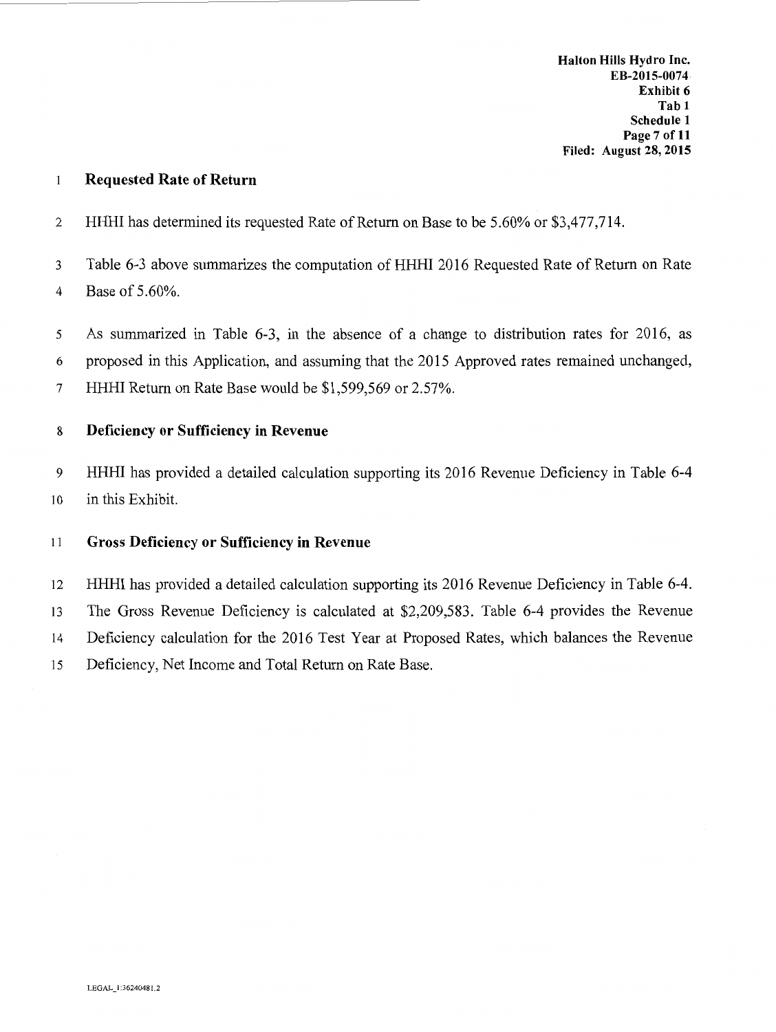## Requested Rate of Return

HHHI has determined its requested Rate of Return on Base to be 5.60% or $3,477,714.

Table 6-3 above summarizes the computation of HHHI 2016 Requested Rate of Return on Rate Base of 5.60%.

As summarized in Table 6-3, in the absence of a change to distribution rates for 2016, as proposed in this Application, and assuming that the 2015 Approved rates remained unchanged, HHHI Return on Rate Base would be $1,599,569 or 2.57%.

## Deficiency or Sufficiency in Revenue

HHHI has provided a detailed calculation supporting its 2016 Revenue Deficiency in Table 6-4 in this Exhibit.

## Gross Deficiency or Sufficiency in Revenue

HHHI has provided a detailed calculation supporting its 2016 Revenue Deficiency in Table 6-4. The Gross Revenue Deficiency is calculated at $2,209,583. Table 6-4 provides the Revenue Deficiency calculation for the 2016 Test Year at Proposed Rates, which balances the Revenue Deficiency, Net Income and Total Return on Rate Base.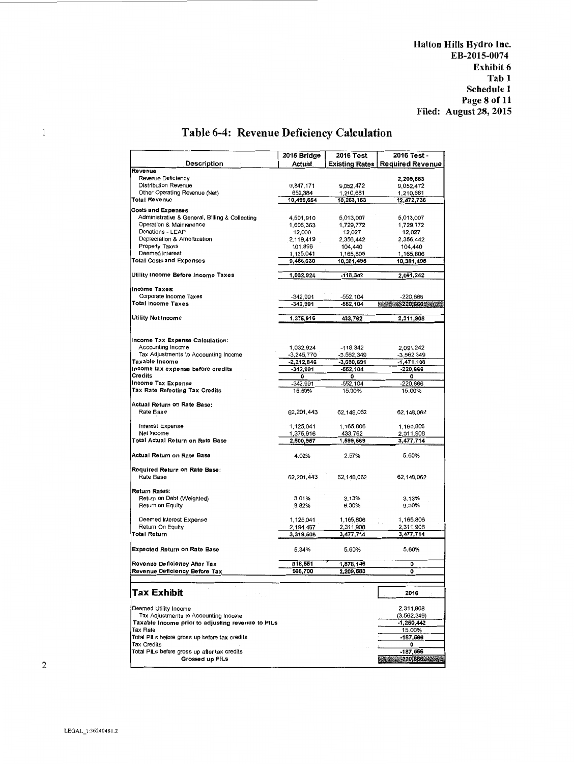# Table 6-4: Revenue Deficiency Calculation

| Description | 2015 Bridge Actual | 2016 Test Existing Rates | 2016 Test - Required Revenue |
|---|---|---|---|
| **Revenue** | | | |
| Revenue Deficiency | | | 2,209,583 |
| Distribution Revenue | 9,847,171 | 9,052,472 | 9,052,472 |
| Other Operating Revenue (Net) | 652,384 | 1,210,681 | 1,210,681 |
| **Total Revenue** | 10,499,554 | 10,263,153 | 12,472,736 |
| **Costs and Expenses** | | | |
| Administrative & General, Billing & Collecting | 4,501,910 | 5,013,007 | 5,013,007 |
| Operation & Maintenance | 1,606,363 | 1,729,772 | 1,729,772 |
| Donations - LEAP | 12,000 | 12,027 | 12,027 |
| Depreciation & Amortization | 2,119,419 | 2,356,442 | 2,356,442 |
| Property Taxes | 101,896 | 104,440 | 104,440 |
| Deemed Interest | 1,125,041 | 1,165,806 | 1,165,806 |
| **Total Costs and Expenses** | 9,466,630 | 10,381,495 | 10,381,495 |
| **Utility Income Before Income Taxes** | 1,032,924 | -118,342 | 2,091,242 |
| **Income Taxes:** | | | |
| Corporate Income Taxes | -342,991 | -552,104 | -220,666 |
| **Total Income Taxes** | -342,991 | -552,104 | -220,666 |
| **Utility Net Income** | 1,375,916 | 433,762 | 2,311,908 |
| **Income Tax Expense Calculation:** | | | |
| Accounting Income | 1,032,924 | -118,342 | 2,091,242 |
| Tax Adjustments to Accounting Income | -3,245,770 | -3,562,349 | -3,562,349 |
| **Taxable Income** | -2,212,846 | -3,680,691 | -1,471,108 |
| **Income tax expense before credits** | -342,991 | -552,104 | -220,666 |
| **Credits** | 0 | 0 | 0 |
| **Income Tax Expense** | -342,991 | -552,104 | -220,666 |
| **Tax Rate Refecting Tax Credits** | 15.50% | 15.00% | 15.00% |
| **Actual Return on Rate Base:** | | | |
| Rate Base | 62,201,443 | 62,148,062 | 62,148,062 |
| Interest Expense | 1,125,041 | 1,165,806 | 1,165,806 |
| Net Income | 1,375,916 | 433,762 | 2,311,908 |
| **Total Actual Return on Rate Base** | 2,500,957 | 1,599,569 | 3,477,714 |
| **Actual Return on Rate Base** | 4.02% | 2.57% | 5.60% |
| **Required Return on Rate Base:** | | | |
| Rate Base | 62,201,443 | 62,148,062 | 62,148,062 |
| **Return Rates:** | | | |
| Return on Debt (Weighted) | 3.01% | 3.13% | 3.13% |
| Return on Equity | 8.82% | 9.30% | 9.30% |
| Deemed Interest Expense | 1,125,041 | 1,165,806 | 1,165,806 |
| Return On Equity | 2,194,467 | 2,311,908 | 2,311,908 |
| **Total Return** | 3,319,508 | 3,477,714 | 3,477,714 |
| **Expected Return on Rate Base** | 5.34% | 5.60% | 5.60% |
| **Revenue Deficiency After Tax** | 818,551 | 1,878,146 | 0 |
| **Revenue Deficiency Before Tax** | 968,700 | 2,209,583 | 0 |

| **Tax Exhibit** | 2016 |
|---|---|
| Deemed Utility Income | 2,311,908 |
| Tax Adjustments to Accounting Income | (3,562,349) |
| **Taxable Income prior to adjusting revenue to PILs** | -1,250,442 |
| Tax Rate | 15.00% |
| Total PILs before gross up before tax credits | -187,566 |
| Tax Credits | 0 |
| Total PILs before gross up after tax credits | -187,566 |
| **Grossed up PILs** | -220,666 |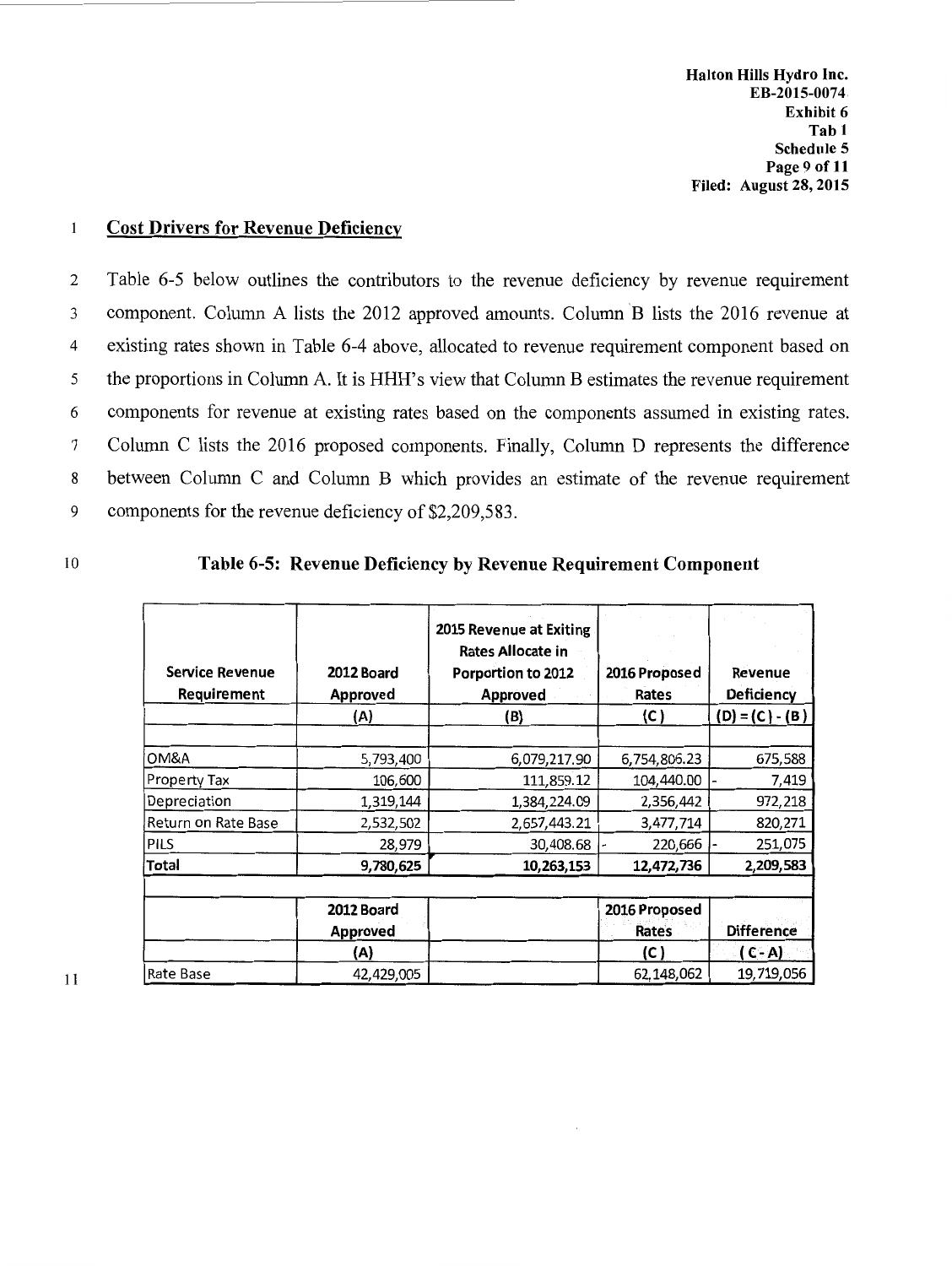## Cost Drivers for Revenue Deficiency

Table 6-5 below outlines the contributors to the revenue deficiency by revenue requirement component. Column A lists the 2012 approved amounts. Column B lists the 2016 revenue at existing rates shown in Table 6-4 above, allocated to revenue requirement component based on the proportions in Column A. It is HHH's view that Column B estimates the revenue requirement components for revenue at existing rates based on the components assumed in existing rates. Column C lists the 2016 proposed components. Finally, Column D represents the difference between Column C and Column B which provides an estimate of the revenue requirement components for the revenue deficiency of $2,209,583.

**Table 6-5: Revenue Deficiency by Revenue Requirement Component**

| Service Revenue Requirement | 2012 Board Approved | 2015 Revenue at Exiting Rates Allocate in Porportion to 2012 Approved | 2016 Proposed Rates | Revenue Deficiency |
|---|---|---|---|---|
| | (A) | (B) | (C) | (D) = (C) - (B) |
| OM&A | 5,793,400 | 6,079,217.90 | 6,754,806.23 | 675,588 |
| Property Tax | 106,600 | 111,859.12 | 104,440.00 | - 7,419 |
| Depreciation | 1,319,144 | 1,384,224.09 | 2,356,442 | 972,218 |
| Return on Rate Base | 2,532,502 | 2,657,443.21 | 3,477,714 | 820,271 |
| PILS | 28,979 | 30,408.68 | - 220,666 | - 251,075 |
| **Total** | **9,780,625** | **10,263,153** | **12,472,736** | **2,209,583** |
| | | | | |
| | 2012 Board Approved | | 2016 Proposed Rates | Difference |
| | (A) | | (C) | (C - A) |
| Rate Base | 42,429,005 | | 62,148,062 | 19,719,056 |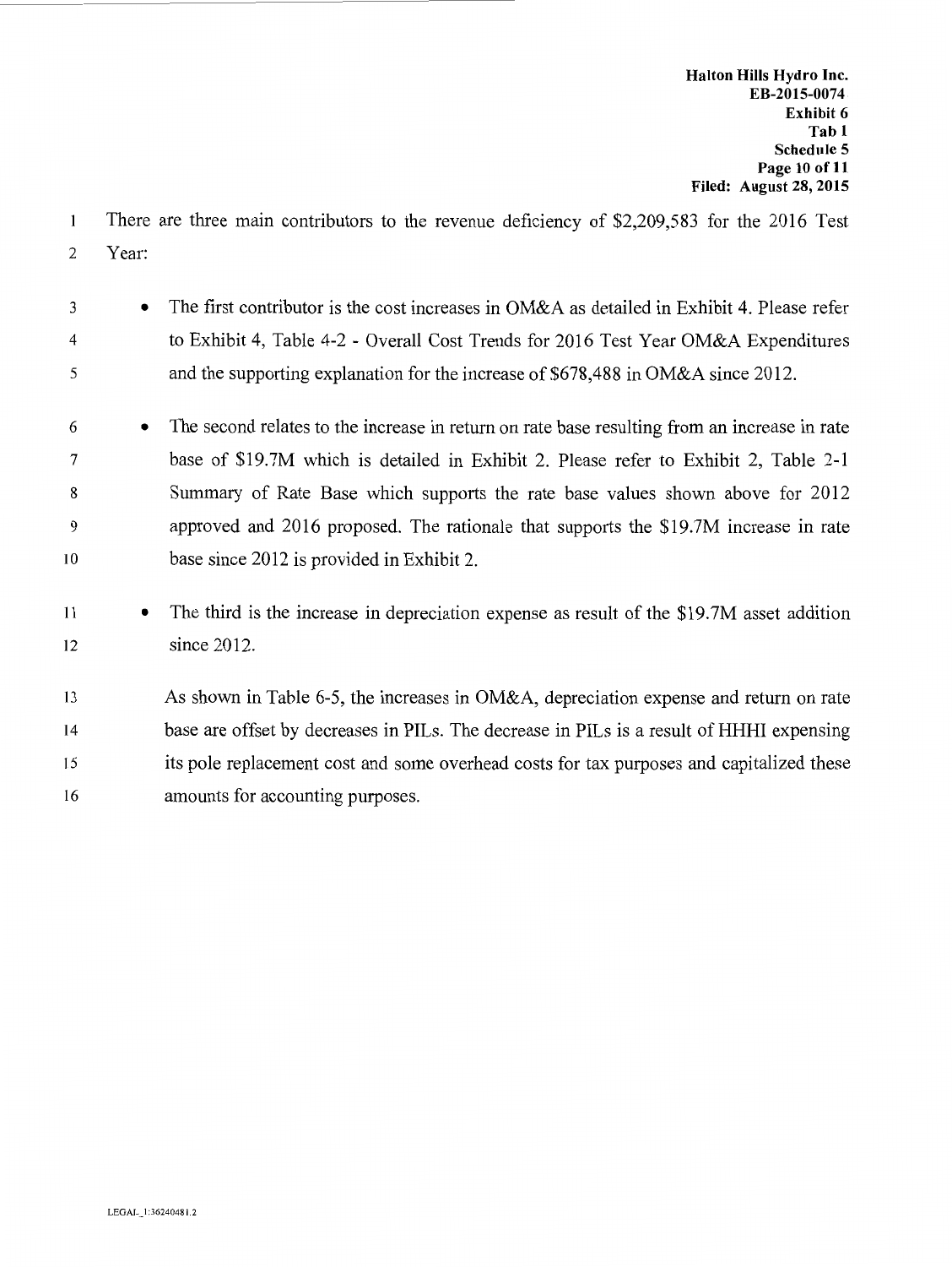There are three main contributors to the revenue deficiency of $2,209,583 for the 2016 Test Year:

- The first contributor is the cost increases in OM&A as detailed in Exhibit 4. Please refer to Exhibit 4, Table 4-2 - Overall Cost Trends for 2016 Test Year OM&A Expenditures and the supporting explanation for the increase of $678,488 in OM&A since 2012.
- The second relates to the increase in return on rate base resulting from an increase in rate base of $19.7M which is detailed in Exhibit 2. Please refer to Exhibit 2, Table 2-1 Summary of Rate Base which supports the rate base values shown above for 2012 approved and 2016 proposed. The rationale that supports the $19.7M increase in rate base since 2012 is provided in Exhibit 2.
- The third is the increase in depreciation expense as result of the $19.7M asset addition since 2012.

As shown in Table 6-5, the increases in OM&A, depreciation expense and return on rate base are offset by decreases in PILs. The decrease in PILs is a result of HHHI expensing its pole replacement cost and some overhead costs for tax purposes and capitalized these amounts for accounting purposes.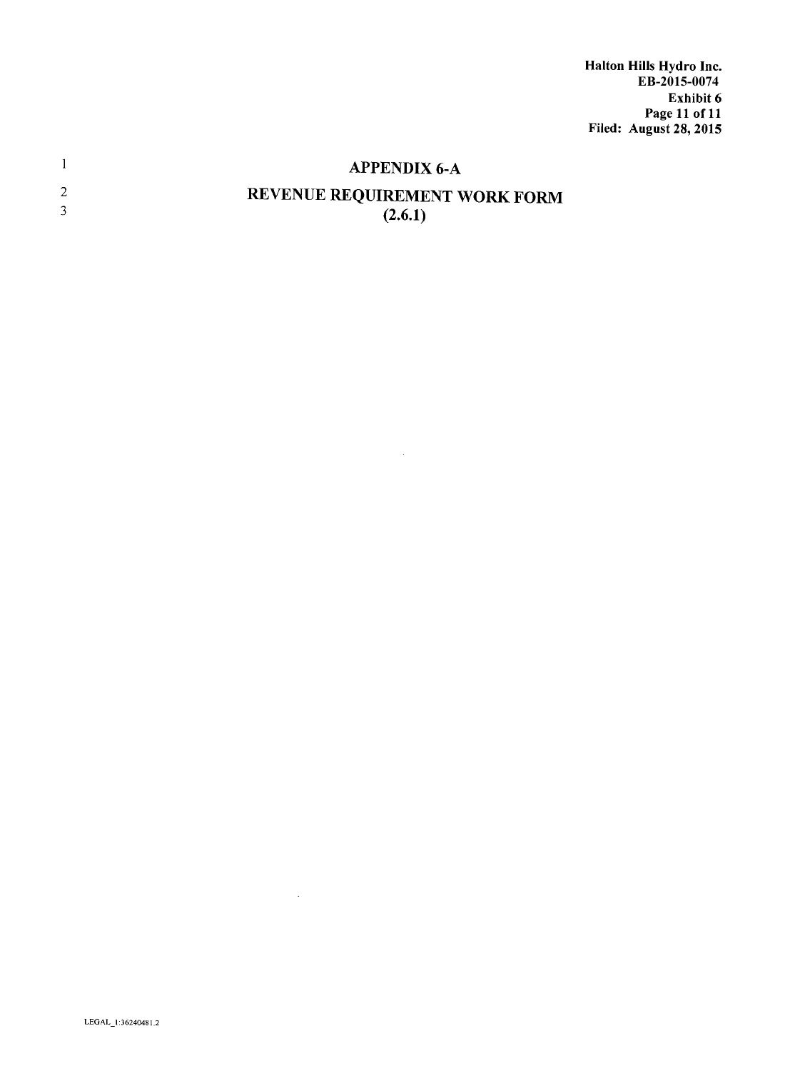# APPENDIX 6-A

## REVENUE REQUIREMENT WORK FORM (2.6.1)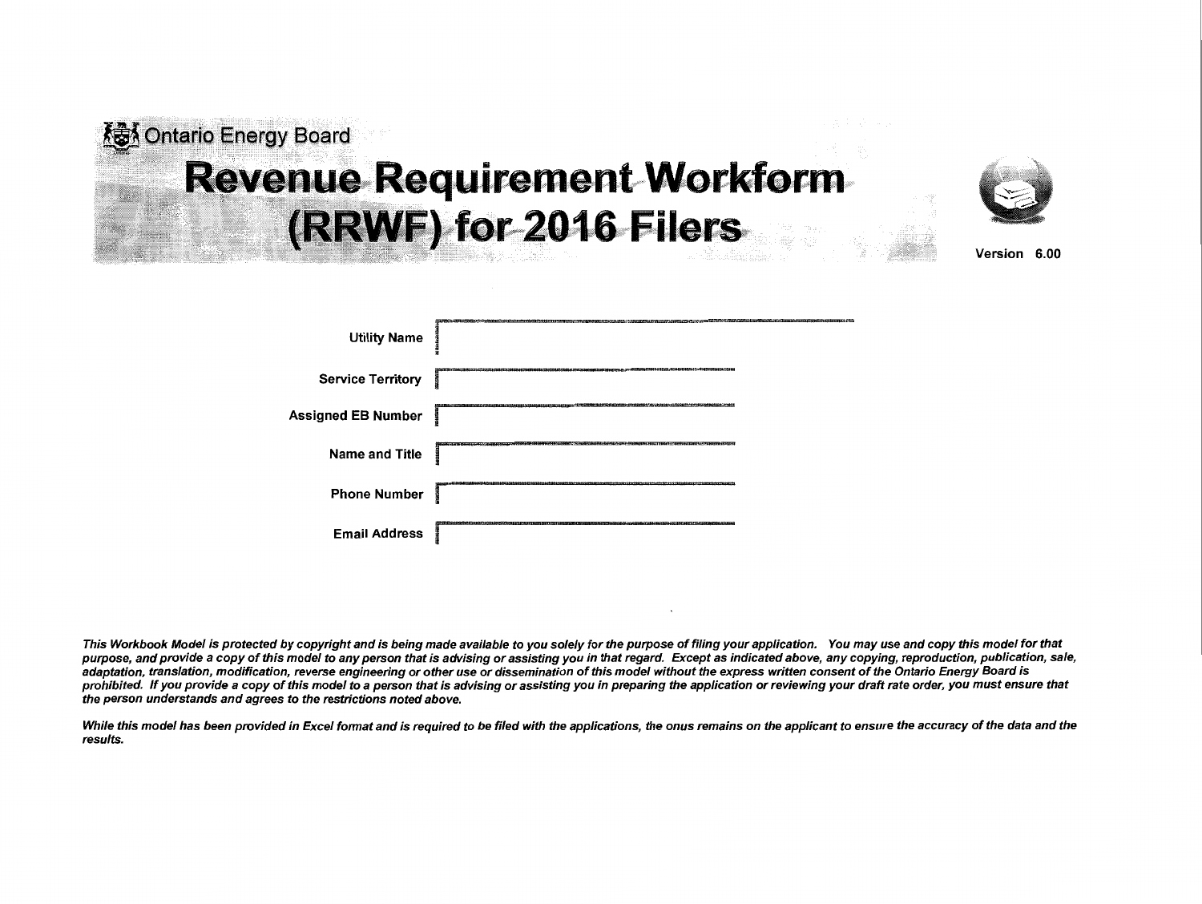Ontario Energy Board

# Revenue Requirement Workform (RRWF) for 2016 Filers

Version 6.00

| | |
|---|---|
| Utility Name | |
| Service Territory | |
| Assigned EB Number | |
| Name and Title | |
| Phone Number | |
| Email Address | |

***This Workbook Model is protected by copyright and is being made available to you solely for the purpose of filing your application. You may use and copy this model for that purpose, and provide a copy of this model to any person that is advising or assisting you in that regard. Except as indicated above, any copying, reproduction, publication, sale, adaptation, translation, modification, reverse engineering or other use or dissemination of this model without the express written consent of the Ontario Energy Board is prohibited. If you provide a copy of this model to a person that is advising or assisting you in preparing the application or reviewing your draft rate order, you must ensure that the person understands and agrees to the restrictions noted above.***

***While this model has been provided in Excel format and is required to be filed with the applications, the onus remains on the applicant to ensure the accuracy of the data and the results.***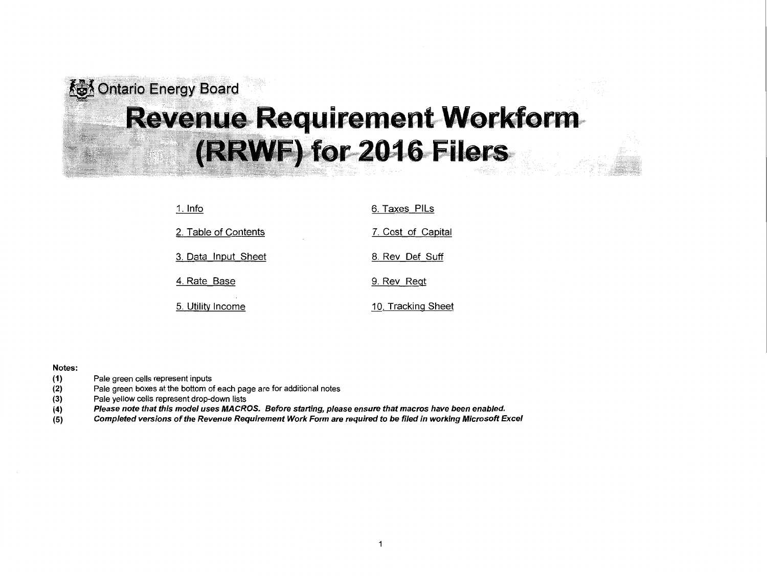Ontario Energy Board

# Revenue Requirement Workform (RRWF) for 2016 Filers

1. Info

2. Table of Contents

3. Data_Input_Sheet

4. Rate_Base

5. Utility Income

6. Taxes_PILs

7. Cost_of_Capital

8. Rev_Def_Suff

9. Rev_Reqt

10. Tracking Sheet

**Notes:**

**(1)** Pale green cells represent inputs

**(2)** Pale green boxes at the bottom of each page are for additional notes

**(3)** Pale yellow cells represent drop-down lists

**(4)** ***Please note that this model uses MACROS. Before starting, please ensure that macros have been enabled.***

**(5)** ***Completed versions of the Revenue Requirement Work Form are required to be filed in working Microsoft Excel***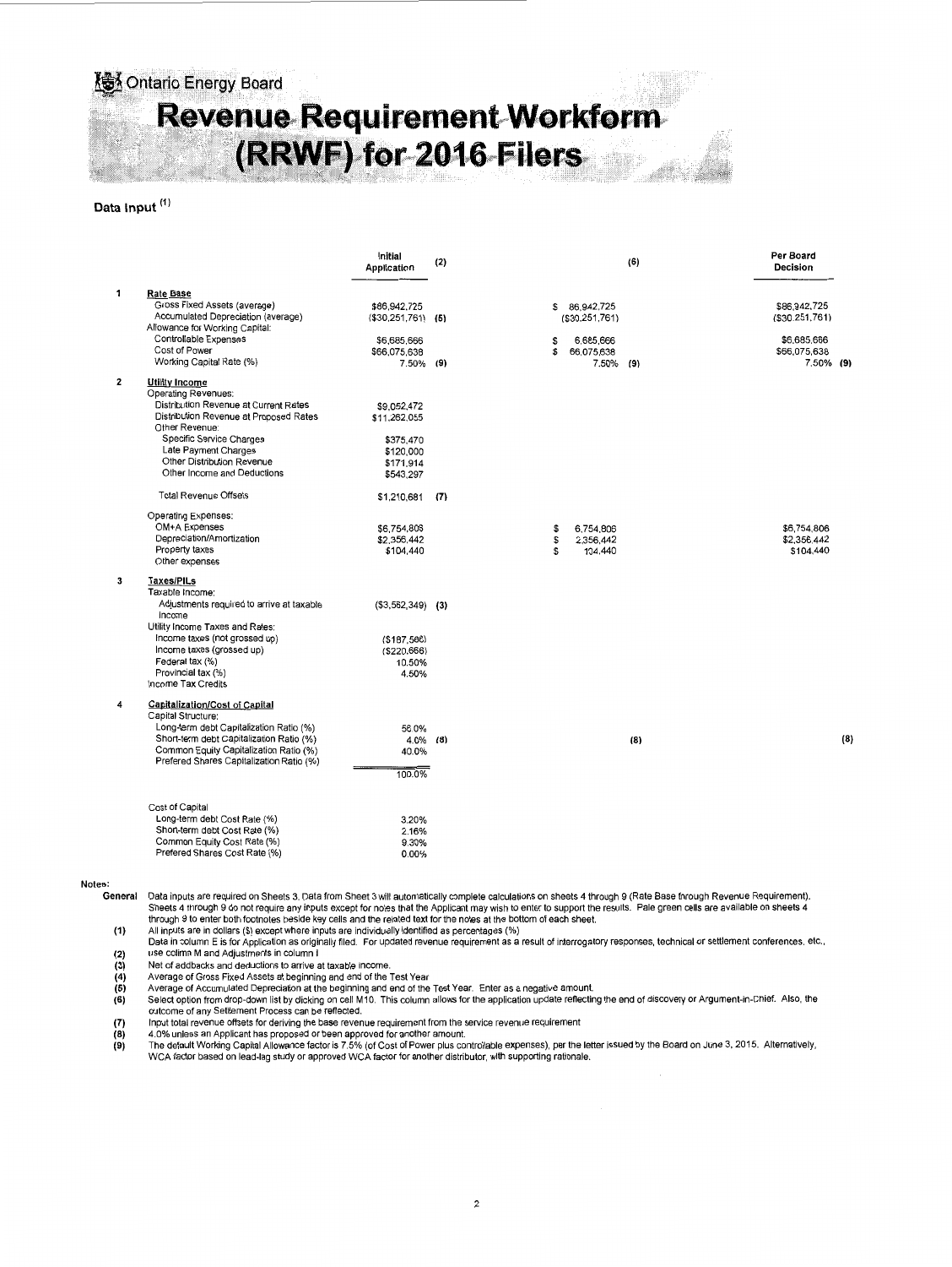Ontario Energy Board

# Revenue Requirement Workform (RRWF) for 2016 Filers

## Data Input [(1)]

| | | Initial Application | (2) | | (6) | Per Board Decision | |
|---|---|---|---|---|---|---|---|
| **1** | **Rate Base** | | | | | | |
| | Gross Fixed Assets (average) | $86,942,725 | | $ 86,942,725 | | $86,942,725 | |
| | Accumulated Depreciation (average) | ($30,251,761) | (5) | ($30,251,761) | | ($30,251,761) | |
| | Allowance for Working Capital: | | | | | | |
| | Controllable Expenses | $6,685,666 | | $ 6,685,666 | | $6,685,666 | |
| | Cost of Power | $66,075,638 | | $ 66,075,638 | | $66,075,638 | |
| | Working Capital Rate (%) | 7.50% | (9) | 7.50% | (9) | 7.50% | (9) |
| **2** | **Utility Income** | | | | | | |
| | Operating Revenues: | | | | | | |
| | Distribution Revenue at Current Rates | $9,052,472 | | | | | |
| | Distribution Revenue at Proposed Rates | $11,262,055 | | | | | |
| | Other Revenue: | | | | | | |
| | Specific Service Charges | $375,470 | | | | | |
| | Late Payment Charges | $120,000 | | | | | |
| | Other Distribution Revenue | $171,914 | | | | | |
| | Other Income and Deductions | $543,297 | | | | | |
| | Total Revenue Offsets | $1,210,681 | (7) | | | | |
| | Operating Expenses: | | | | | | |
| | OM+A Expenses | $6,754,806 | | $ 6,754,806 | | $6,754,806 | |
| | Depreciation/Amortization | $2,356,442 | | $ 2,356,442 | | $2,356,442 | |
| | Property taxes | $104,440 | | $ 104,440 | | $104,440 | |
| | Other expenses | | | | | | |
| **3** | **Taxes/PILs** | | | | | | |
| | Taxable Income: | | | | | | |
| | Adjustments required to arrive at taxable income | ($3,562,349) | (3) | | | | |
| | Utility Income Taxes and Rates: | | | | | | |
| | Income taxes (not grossed up) | ($187,586) | | | | | |
| | Income taxes (grossed up) | ($220,666) | | | | | |
| | Federal tax (%) | 10.50% | | | | | |
| | Provincial tax (%) | 4.50% | | | | | |
| | Income Tax Credits | | | | | | |
| **4** | **Capitalization/Cost of Capital** | | | | | | |
| | Capital Structure: | | | | | | |
| | Long-term debt Capitalization Ratio (%) | 56.0% | | | | | |
| | Short-term debt Capitalization Ratio (%) | 4.0% | (8) | | (8) | | (8) |
| | Common Equity Capitalization Ratio (%) | 40.0% | | | | | |
| | Prefered Shares Capitalization Ratio (%) | | | | | | |
| | | 100.0% | | | | | |
| | Cost of Capital | | | | | | |
| | Long-term debt Cost Rate (%) | 3.20% | | | | | |
| | Short-term debt Cost Rate (%) | 2.16% | | | | | |
| | Common Equity Cost Rate (%) | 9.30% | | | | | |
| | Prefered Shares Cost Rate (%) | 0.00% | | | | | |

**Notes:**

**General** Data inputs are required on Sheets 3. Data from Sheet 3 will automatically complete calculations on sheets 4 through 9 (Rate Base through Revenue Requirement). Sheets 4 through 9 do not require any inputs except for notes that the Applicant may wish to enter to support the results. Pale green cells are available on sheets 4 through 9 to enter both footnotes beside key cells and the related text for the notes at the bottom of each sheet.

(1) All inputs are in dollars ($) except where inputs are individually identified as percentages (%)

(2) Data in column E is for Application as originally filed. For updated revenue requirement as a result of interrogatory responses, technical or settlement conferences, etc., use colimn M and Adjustments in column I

(3) Net of addbacks and deductions to arrive at taxable income.

(4) Average of Gross Fixed Assets at beginning and end of the Test Year

(5) Average of Accumulated Depreciation at the beginning and end of the Test Year. Enter as a negative amount.

(6) Select option from drop-down list by clicking on cell M10. This column allows for the application update reflecting the end of discovery or Argument-in-Chief. Also, the outcome of any Settlement Process can be reflected.

(7) Input total revenue offsets for deriving the base revenue requirement from the service revenue requirement

(8) 4.0% unless an Applicant has proposed or been approved for another amount.

(9) The default Working Capital Allowance factor is 7.5% (of Cost of Power plus controllable expenses), per the letter issued by the Board on June 3, 2015. Alternatively, WCA factor based on lead-lag study or approved WCA factor for another distributor, with supporting rationale.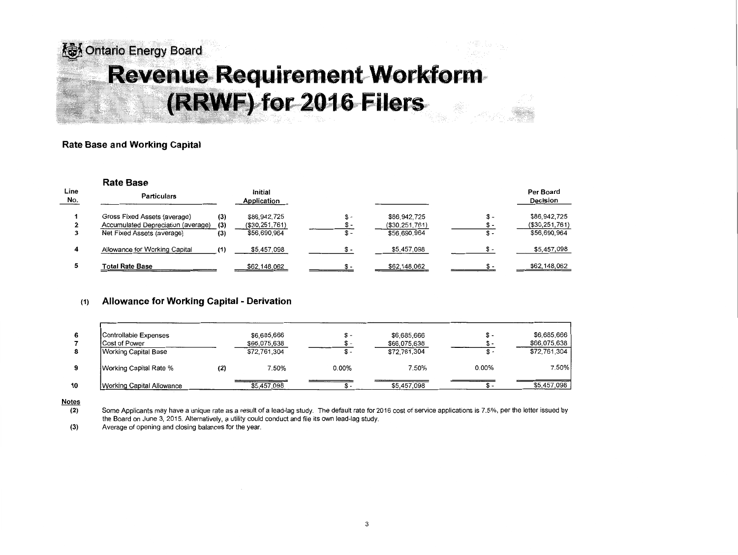Ontario Energy Board

# Revenue Requirement Workform (RRWF) for 2016 Filers

## Rate Base and Working Capital

### Rate Base

| Line No. | Particulars | | Initial Application | | | | Per Board Decision |
|---|---|---|---|---|---|---|---|
| 1 | Gross Fixed Assets (average) | (3) | $86,942,725 | $ - | $86,942,725 | $ - | $86,942,725 |
| 2 | Accumulated Depreciation (average) | (3) | ($30,251,761) | $ - | ($30,251,761) | $ - | ($30,251,761) |
| 3 | Net Fixed Assets (average) | (3) | $56,690,964 | $ - | $56,690,964 | $ - | $56,690,964 |
| 4 | Allowance for Working Capital | (1) | $5,457,098 | $ - | $5,457,098 | $ - | $5,457,098 |
| 5 | **Total Rate Base** | | $62,148,062 | $ - | $62,148,062 | $ - | $62,148,062 |

### (1) Allowance for Working Capital - Derivation

| Line No. | Particulars | | Initial Application | | | | Per Board Decision |
|---|---|---|---|---|---|---|---|
| 6 | Controllable Expenses | | $6,685,666 | $ - | $6,685,666 | $ - | $6,685,666 |
| 7 | Cost of Power | | $66,075,638 | $ - | $66,075,638 | $ - | $66,075,638 |
| 8 | Working Capital Base | | $72,761,304 | $ - | $72,761,304 | $ - | $72,761,304 |
| 9 | Working Capital Rate % | (2) | 7.50% | 0.00% | 7.50% | 0.00% | 7.50% |
| 10 | Working Capital Allowance | | $5,457,098 | $ - | $5,457,098 | $ - | $5,457,098 |

**Notes**

(2) Some Applicants may have a unique rate as a result of a lead-lag study. The default rate for 2016 cost of service applications is 7.5%, per the letter issued by the Board on June 3, 2015. Alternatively, a utility could conduct and file its own lead-lag study.

(3) Average of opening and closing balances for the year.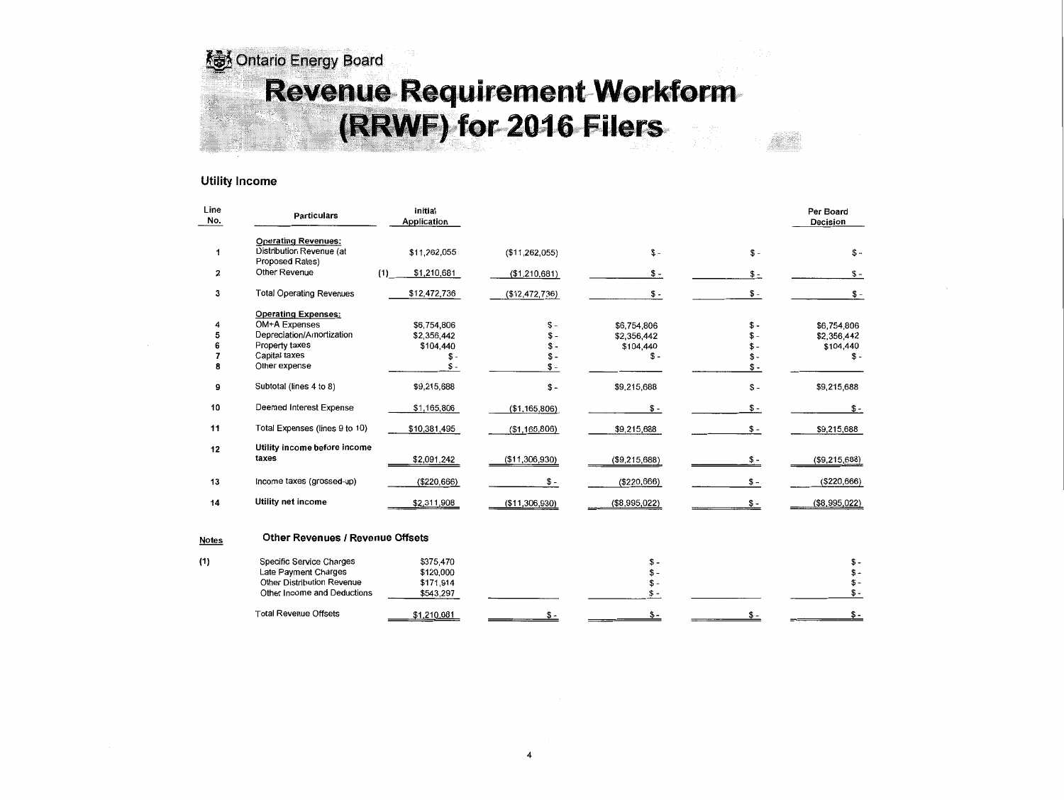Ontario Energy Board

# Revenue Requirement Workform (RRWF) for 2016 Filers

## Utility Income

| Line No. | Particulars | | Initial Application | | | | Per Board Decision |
|---|---|---|---|---|---|---|---|
| | **Operating Revenues:** | | | | | | |
| 1 | Distribution Revenue (at Proposed Rates) | | $11,262,055 | ($11,262,055) | $ - | $ - | $ - |
| 2 | Other Revenue | (1) | $1,210,681 | ($1,210,681) | $ - | $ - | $ - |
| 3 | Total Operating Revenues | | $12,472,736 | ($12,472,736) | $ - | $ - | $ - |
| | **Operating Expenses:** | | | | | | |
| 4 | OM+A Expenses | | $6,754,806 | $ - | $6,754,806 | $ - | $6,754,806 |
| 5 | Depreciation/Amortization | | $2,356,442 | $ - | $2,356,442 | $ - | $2,356,442 |
| 6 | Property taxes | | $104,440 | $ - | $104,440 | $ - | $104,440 |
| 7 | Capital taxes | | $ - | $ - | $ - | $ - | $ - |
| 8 | Other expense | | $ - | $ - | | $ - | |
| 9 | Subtotal (lines 4 to 8) | | $9,215,688 | $ - | $9,215,688 | $ - | $9,215,688 |
| 10 | Deemed Interest Expense | | $1,165,806 | ($1,165,806) | $ - | $ - | $ - |
| 11 | Total Expenses (lines 9 to 10) | | $10,381,495 | ($1,165,806) | $9,215,688 | $ - | $9,215,688 |
| 12 | **Utility income before income taxes** | | $2,091,242 | ($11,306,930) | ($9,215,688) | $ - | ($9,215,688) |
| 13 | Income taxes (grossed-up) | | ($220,666) | $ - | ($220,666) | $ - | ($220,666) |
| 14 | **Utility net income** | | $2,311,908 | ($11,306,930) | ($8,995,022) | $ - | ($8,995,022) |

### Notes — Other Revenues / Revenue Offsets

| Notes | | | | | | |
|---|---|---|---|---|---|---|
| (1) | Specific Service Charges | $375,470 | | $ - | | $ - |
| | Late Payment Charges | $120,000 | | $ - | | $ - |
| | Other Distribution Revenue | $171,914 | | $ - | | $ - |
| | Other Income and Deductions | $543,297 | | $ - | | $ - |
| | Total Revenue Offsets | $1,210,681 | $ - | $ - | $ - | $ - |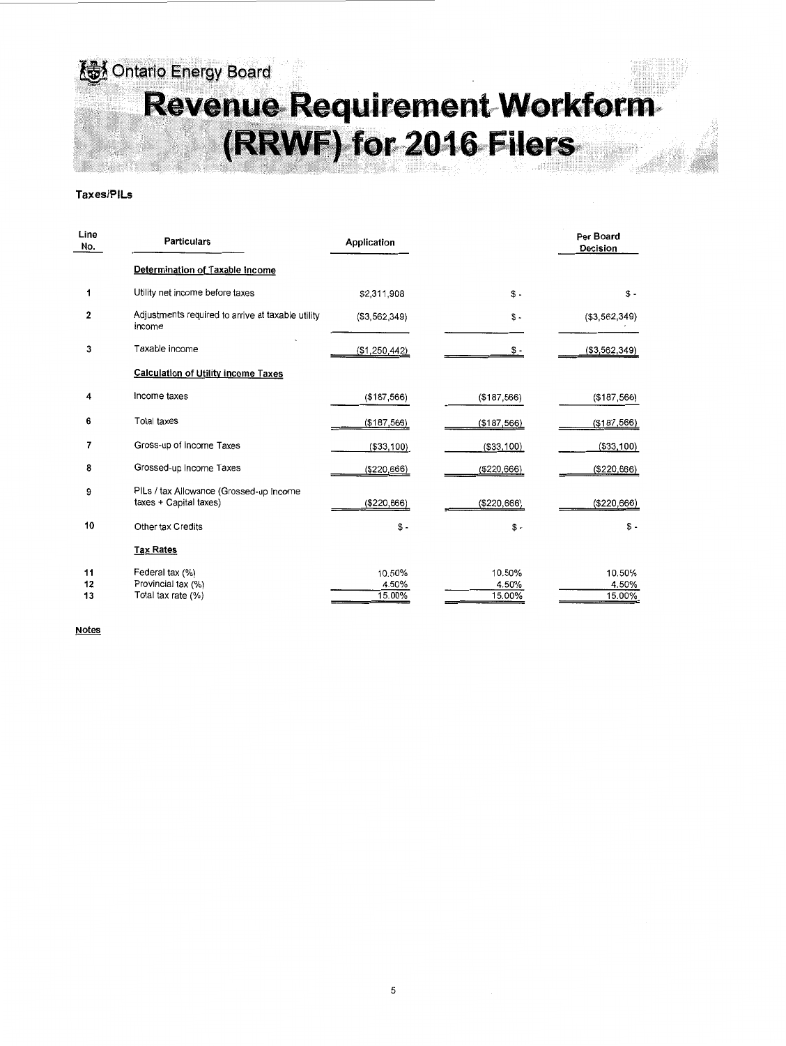Ontario Energy Board

# Revenue Requirement Workform (RRWF) for 2016 Filers

**Taxes/PILs**

| Line No. | Particulars | Application | | Per Board Decision |
|---|---|---|---|---|
| | **Determination of Taxable Income** | | | |
| 1 | Utility net income before taxes | $2,311,908 | $ - | $ - |
| 2 | Adjustments required to arrive at taxable utility income | ($3,562,349) | $ - | ($3,562,349) |
| 3 | Taxable income | ($1,250,442) | $ - | ($3,562,349) |
| | **Calculation of Utility income Taxes** | | | |
| 4 | Income taxes | ($187,566) | ($187,566) | ($187,566) |
| 6 | Total taxes | ($187,566) | ($187,566) | ($187,566) |
| 7 | Gross-up of Income Taxes | ($33,100) | ($33,100) | ($33,100) |
| 8 | Grossed-up Income Taxes | ($220,666) | ($220,666) | ($220,666) |
| 9 | PILs / tax Allowance (Grossed-up Income taxes + Capital taxes) | ($220,666) | ($220,666) | ($220,666) |
| 10 | Other tax Credits | $ - | $ - | $ - |
| | **Tax Rates** | | | |
| 11 | Federal tax (%) | 10.50% | 10.50% | 10.50% |
| 12 | Provincial tax (%) | 4.50% | 4.50% | 4.50% |
| 13 | Total tax rate (%) | 15.00% | 15.00% | 15.00% |

**Notes**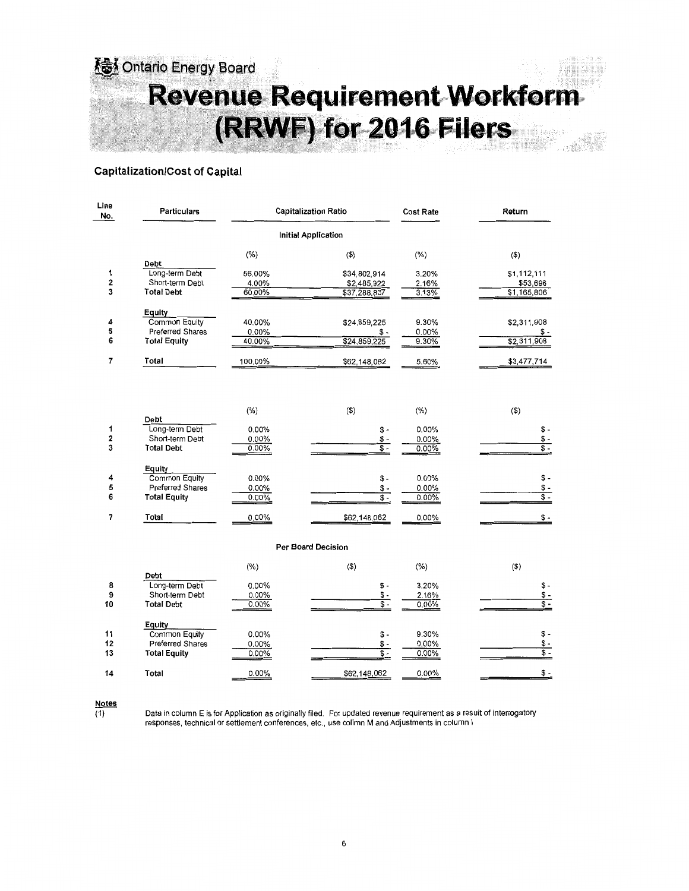Ontario Energy Board

# Revenue Requirement Workform (RRWF) for 2016 Filers

## Capitalization/Cost of Capital

| Line No. | Particulars | Capitalization Ratio | | Cost Rate | Return |
|---|---|---|---|---|---|
| | | **Initial Application** | | | |
| | | (%) | ($) | (%) | ($) |
| | **Debt** | | | | |
| 1 | Long-term Debt | 56.00% | $34,802,914 | 3.20% | $1,112,111 |
| 2 | Short-term Debt | 4.00% | $2,485,922 | 2.16% | $53,696 |
| 3 | **Total Debt** | 60.00% | $37,288,837 | 3.13% | $1,165,806 |
| | **Equity** | | | | |
| 4 | Common Equity | 40.00% | $24,859,225 | 9.30% | $2,311,908 |
| 5 | Preferred Shares | 0.00% | $ - | 0.00% | $ - |
| 6 | **Total Equity** | 40.00% | $24,859,225 | 9.30% | $2,311,908 |
| 7 | **Total** | 100.00% | $62,148,062 | 5.60% | $3,477,714 |

| Line No. | Particulars | (%) | ($) | (%) | ($) |
|---|---|---|---|---|---|
| | **Debt** | | | | |
| 1 | Long-term Debt | 0.00% | $ - | 0.00% | $ - |
| 2 | Short-term Debt | 0.00% | $ - | 0.00% | $ - |
| 3 | **Total Debt** | 0.00% | $ - | 0.00% | $ - |
| | **Equity** | | | | |
| 4 | Common Equity | 0.00% | $ - | 0.00% | $ - |
| 5 | Preferred Shares | 0.00% | $ - | 0.00% | $ - |
| 6 | **Total Equity** | 0.00% | $ - | 0.00% | $ - |
| 7 | **Total** | 0.00% | $62,148,062 | 0.00% | $ - |

| Line No. | Particulars | **Per Board Decision** | | | |
|---|---|---|---|---|---|
| | | (%) | ($) | (%) | ($) |
| | **Debt** | | | | |
| 8 | Long-term Debt | 0.00% | $ - | 3.20% | $ - |
| 9 | Short-term Debt | 0.00% | $ - | 2.16% | $ - |
| 10 | **Total Debt** | 0.00% | $ - | 0.00% | $ - |
| | **Equity** | | | | |
| 11 | Common Equity | 0.00% | $ - | 9.30% | $ - |
| 12 | Preferred Shares | 0.00% | $ - | 0.00% | $ - |
| 13 | **Total Equity** | 0.00% | $ - | 0.00% | $ - |
| 14 | **Total** | 0.00% | $62,148,062 | 0.00% | $ - |

**Notes**

(1) Data in column E is for Application as originally filed. For updated revenue requirement as a result of interrogatory responses, technical or settlement conferences, etc., use colimn M and Adjustments in column I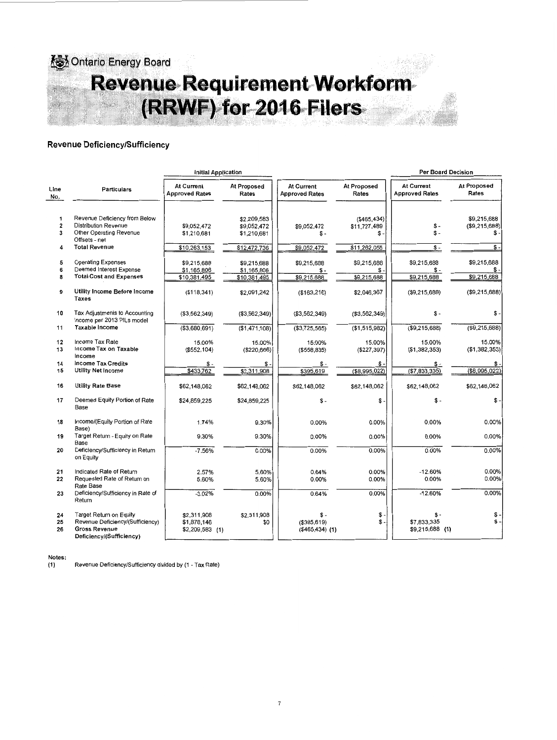Ontario Energy Board

# Revenue Requirement Workform (RRWF) for 2016 Filers

## Revenue Deficiency/Sufficiency

| Line No. | Particulars | Initial Application | | | | Per Board Decision | |
|---|---|---|---|---|---|---|---|
| | | At Current Approved Rates | At Proposed Rates | At Current Approved Rates | At Proposed Rates | At Current Approved Rates | At Proposed Rates |
| 1 | Revenue Deficiency from Below | | $2,209,583 | | ($465,434) | | $9,215,688 |
| 2 | Distribution Revenue | $9,052,472 | $9,052,472 | $9,052,472 | $11,727,489 | $ - | ($9,215,688) |
| 3 | Other Operating Revenue Offsets - net | $1,210,681 | $1,210,681 | $ - | $ - | $ - | $ - |
| 4 | **Total Revenue** | $10,263,153 | $12,472,736 | $9,052,472 | $11,262,055 | $ - | $ - |
| 5 | Operating Expenses | $9,215,688 | $9,215,688 | $9,215,688 | $9,215,688 | $9,215,688 | $9,215,688 |
| 6 | Deemed Interest Expense | $1,165,806 | $1,165,806 | $ - | $ - | $ - | $ - |
| 8 | **Total Cost and Expenses** | $10,381,495 | $10,381,495 | $9,215,688 | $9,215,688 | $9,215,688 | $9,215,688 |
| 9 | **Utility Income Before Income Taxes** | ($118,341) | $2,091,242 | ($163,216) | $2,046,367 | ($9,215,688) | ($9,215,688) |
| 10 | Tax Adjustments to Accounting Income per 2013 PILs model | ($3,562,349) | ($3,562,349) | ($3,562,349) | ($3,562,349) | $ - | $ - |
| 11 | **Taxable Income** | ($3,680,691) | ($1,471,108) | ($3,725,565) | ($1,515,982) | ($9,215,688) | ($9,215,688) |
| 12 | Income Tax Rate | 15.00% | 15.00% | 15.00% | 15.00% | 15.00% | 15.00% |
| 13 | **Income Tax on Taxable Income** | ($552,104) | ($220,666) | ($558,835) | ($227,397) | ($1,382,353) | ($1,382,353) |
| 14 | **Income Tax Credits** | $ - | $ - | $ - | $ - | $ - | $ - |
| 15 | **Utility Net Income** | $433,762 | $2,311,908 | $395,619 | ($8,995,022) | ($7,833,335) | ($8,995,022) |
| 16 | **Utility Rate Base** | $62,148,062 | $62,148,062 | $62,148,062 | $62,148,062 | $62,148,062 | $62,148,062 |
| 17 | Deemed Equity Portion of Rate Base | $24,859,225 | $24,859,225 | $ - | $ - | $ - | $ - |
| 18 | Income/(Equity Portion of Rate Base) | 1.74% | 9.30% | 0.00% | 0.00% | 0.00% | 0.00% |
| 19 | Target Return - Equity on Rate Base | 9.30% | 9.30% | 0.00% | 0.00% | 0.00% | 0.00% |
| 20 | Deficiency/Sufficiency in Return on Equity | -7.56% | 0.00% | 0.00% | 0.00% | 0.00% | 0.00% |
| 21 | Indicated Rate of Return | 2.57% | 5.60% | 0.64% | 0.00% | -12.60% | 0.00% |
| 22 | Requested Rate of Return on Rate Base | 5.60% | 5.60% | 0.00% | 0.00% | 0.00% | 0.00% |
| 23 | Deficiency/Sufficiency in Rate of Return | -3.02% | 0.00% | 0.64% | 0.00% | -12.60% | 0.00% |
| 24 | Target Return on Equity | $2,311,908 | $2,311,908 | $ - | $ - | $ - | $ - |
| 25 | Revenue Deficiency/(Sufficiency) | $1,878,146 | $0 | ($395,619) | $ - | $7,833,335 | $ - |
| 26 | **Gross Revenue Deficiency/(Sufficiency)** | $2,209,583 (1) | | ($465,434) (1) | | $9,215,688 (1) | |

**Notes:**

(1) Revenue Deficiency/Sufficiency divided by (1 - Tax Rate)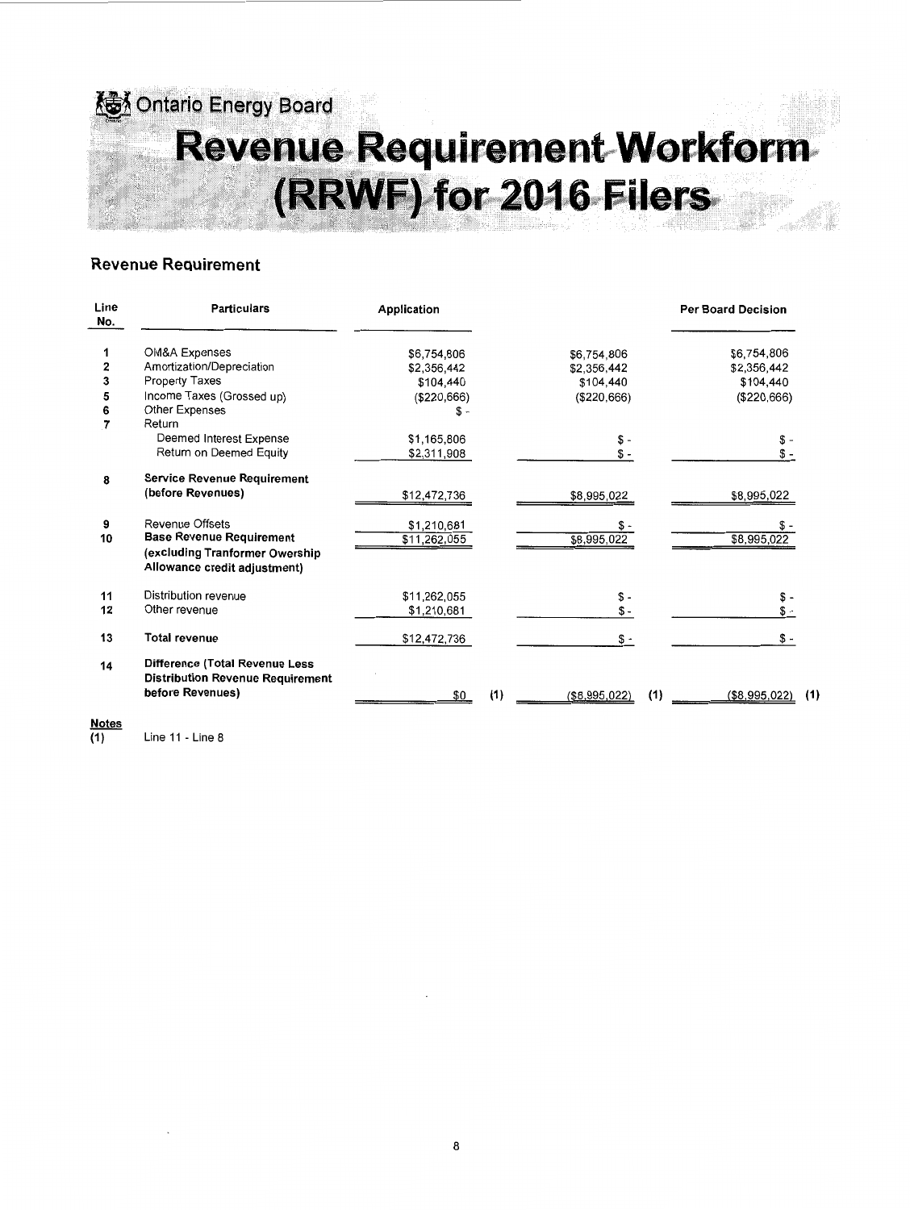Ontario Energy Board

# Revenue Requirement Workform (RRWF) for 2016 Filers

## Revenue Requirement

| Line No. | Particulars | Application | | | | Per Board Decision | |
|---|---|---|---|---|---|---|---|
| 1 | OM&A Expenses | $6,754,806 | | $6,754,806 | | $6,754,806 | |
| 2 | Amortization/Depreciation | $2,356,442 | | $2,356,442 | | $2,356,442 | |
| 3 | Property Taxes | $104,440 | | $104,440 | | $104,440 | |
| 5 | Income Taxes (Grossed up) | ($220,666) | | ($220,666) | | ($220,666) | |
| 6 | Other Expenses | $ - | | | | | |
| 7 | Return | | | | | | |
| | Deemed Interest Expense | $1,165,806 | | $ - | | $ - | |
| | Return on Deemed Equity | $2,311,908 | | $ - | | $ - | |
| 8 | **Service Revenue Requirement (before Revenues)** | $12,472,736 | | $8,995,022 | | $8,995,022 | |
| 9 | Revenue Offsets | $1,210,681 | | $ - | | $ - | |
| 10 | **Base Revenue Requirement (excluding Tranformer Owership Allowance credit adjustment)** | $11,262,055 | | $8,995,022 | | $8,995,022 | |
| 11 | Distribution revenue | $11,262,055 | | $ - | | $ - | |
| 12 | Other revenue | $1,210,681 | | $ - | | $ - | |
| 13 | **Total revenue** | $12,472,736 | | $ - | | $ - | |
| 14 | **Difference (Total Revenue Less Distribution Revenue Requirement before Revenues)** | $0 | (1) | ($8,995,022) | (1) | ($8,995,022) | (1) |

**Notes**

(1) Line 11 - Line 8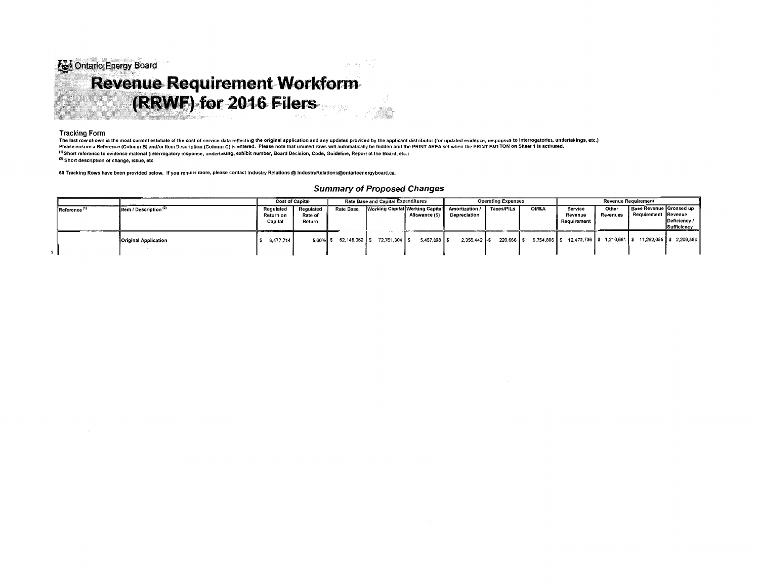Ontario Energy Board

# Revenue Requirement Workform (RRWF) for 2016 Filers

### Tracking Form

The last row shown is the most current estimate of the cost of service data reflecting the original application and any updates provided by the applicant distributor (for updated evidence, responses to interrogatories, undertakings, etc.)
Please ensure a Reference (Column B) and/or Item Description (Column C) is entered. Please note that unused rows will automatically be hidden and the PRINT AREA set when the PRINT BUTTON on Sheet 1 is activated.

(1) Short reference to evidence material (interrogatory response, undertaking, exhibit number, Board Decision, Code, Guideline, Report of the Board, etc.)

(2) Short description of change, issue, etc.

60 Tracking Rows have been provided below. If you require more, please contact Industry Relations @ IndustryRelations@ontarioenergyboard.ca.

## *Summary of Proposed Changes*

| | | | Cost of Capital | | Rate Base and Capital Expenditures | | | Operating Expenses | | | Revenue Requirement | | | |
|---|---|---|---|---|---|---|---|---|---|---|---|---|---|---|
| | Reference [1] | Item / Description [2] | Regulated Return on Capital | Regulated Rate of Return | Rate Base | Working Capital | Working Capital Allowance ($) | Amortization / Depreciation | Taxes/PILs | OM&A | Service Revenue Requirement | Other Revenues | Base Revenue Requirement | Grossed up Revenue Deficiency / Sufficiency |
| 1 | | Original Application | $ 3,477,714 | 5.60% | $ 62,148,062 | $ 72,761,304 | $ 5,457,098 | $ 2,356,442 | -$ 220,666 | $ 6,754,806 | $ 12,472,736 | $ 1,210,681 | $ 11,262,055 | $ 2,209,583 |